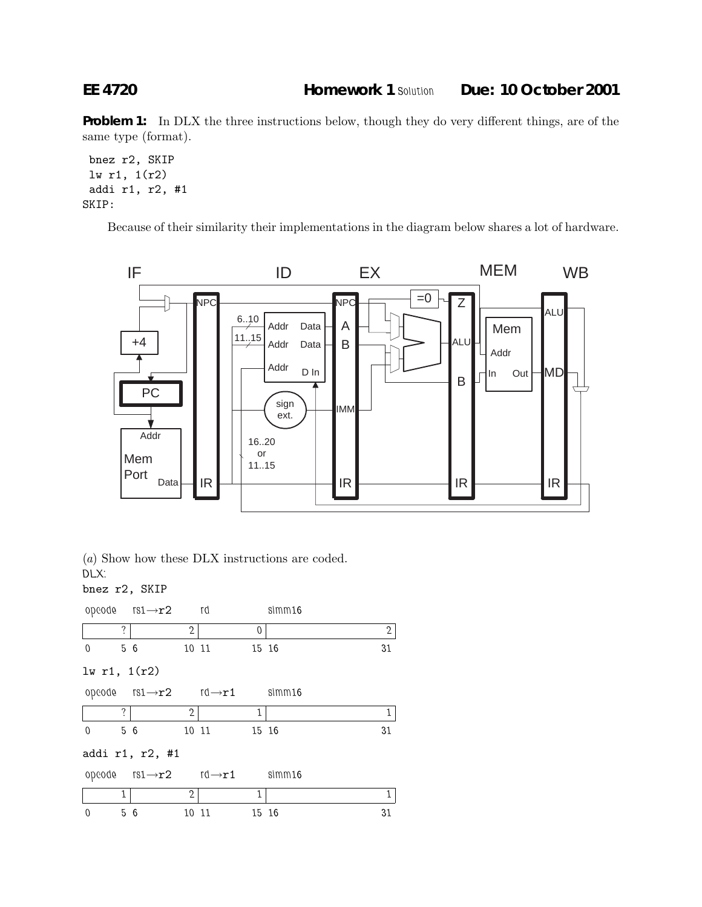**EE 4720** **Homework 1** Solution **Due: 10 October 2001**

**Problem 1:** In DLX the three instructions below, though they do very different things, are of the same type (format).

```
 bnez r2, SKIP
 lw r1, 1(r2)
 addi r1, r2, #1
SKIP:
```

Because of their similarity their implementations in the diagram below shares a lot of hardware.

(*a*) Show how these DLX instructions are coded.

DLX:

`bnez r2, SKIP`

| opcode | rs1→r2 | rd | simm16 |
|---|---|---|---|
| ? | 2 | 0 | 2 |
| 0 5 | 6 10 | 11 15 | 16 31 |

`lw r1, 1(r2)`

| opcode | rs1→r2 | rd→r1 | simm16 |
|---|---|---|---|
| ? | 2 | 1 | 1 |
| 0 5 | 6 10 | 11 15 | 16 31 |

`addi r1, r2, #1`

| opcode | rs1→r2 | rd→r1 | simm16 |
|---|---|---|---|
| 1 | 2 | 1 | 1 |
| 0 5 | 6 10 | 11 15 | 16 31 |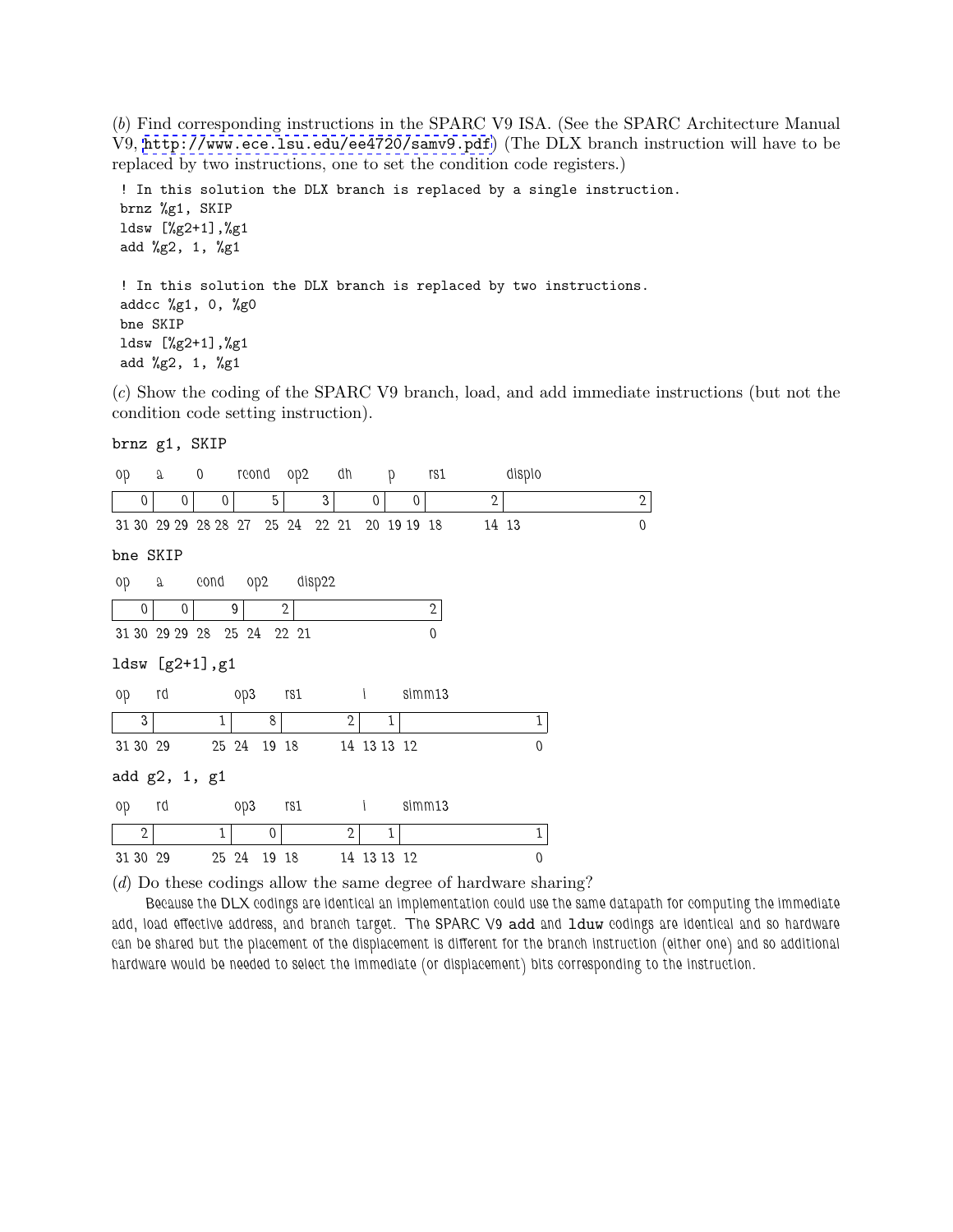(*b*) Find corresponding instructions in the SPARC V9 ISA. (See the SPARC Architecture Manual V9, http://www.ece.lsu.edu/ee4720/samv9.pdf) (The DLX branch instruction will have to be replaced by two instructions, one to set the condition code registers.)

```
! In this solution the DLX branch is replaced by a single instruction.
brnz %g1, SKIP
ldsw [%g2+1],%g1
add %g2, 1, %g1

! In this solution the DLX branch is replaced by two instructions.
addcc %g1, 0, %g0
bne SKIP
ldsw [%g2+1],%g1
add %g2, 1, %g1
```

(*c*) Show the coding of the SPARC V9 branch, load, and add immediate instructions (but not the condition code setting instruction).

brnz g1, SKIP

| op | a | 0 | rcond | op2 | d16hi | p | rs1 | d16lo |
|---|---|---|---|---|---|---|---|---|
| 0 | 0 | 0 | 5 | 3 | 0 | 0 | 2 | 2 |
| 31 30 | 29 29 | 28 28 | 27 25 | 24 22 | 21 20 | 19 19 | 18 14 | 13 0 |

bne SKIP

| op | a | cond | op2 | disp22 |
|---|---|---|---|---|
| 0 | 0 | 9 | 2 | 2 |
| 31 30 | 29 29 | 28 25 | 24 22 | 21 0 |

ldsw [g2+1],g1

| op | rd | op3 | rs1 | i | simm13 |
|---|---|---|---|---|---|
| 3 | 1 | 8 | 2 | 1 | 1 |
| 31 30 | 29 25 | 24 19 | 18 14 | 13 13 | 12 0 |

add g2, 1, g1

| op | rd | op3 | rs1 | i | simm13 |
|---|---|---|---|---|---|
| 2 | 1 | 0 | 2 | 1 | 1 |
| 31 30 | 29 25 | 24 19 | 18 14 | 13 13 | 12 0 |

(*d*) Do these codings allow the same degree of hardware sharing?

Because the DLX codings are identical an implementation could use the same datapath for computing the immediate add, load effective address, and branch target. The SPARC V9 add and lduw codings are identical and so hardware can be shared but the placement of the displacement is different for the branch instruction (either one) and so additional hardware would be needed to select the immediate (or displacement) bits corresponding to the instruction.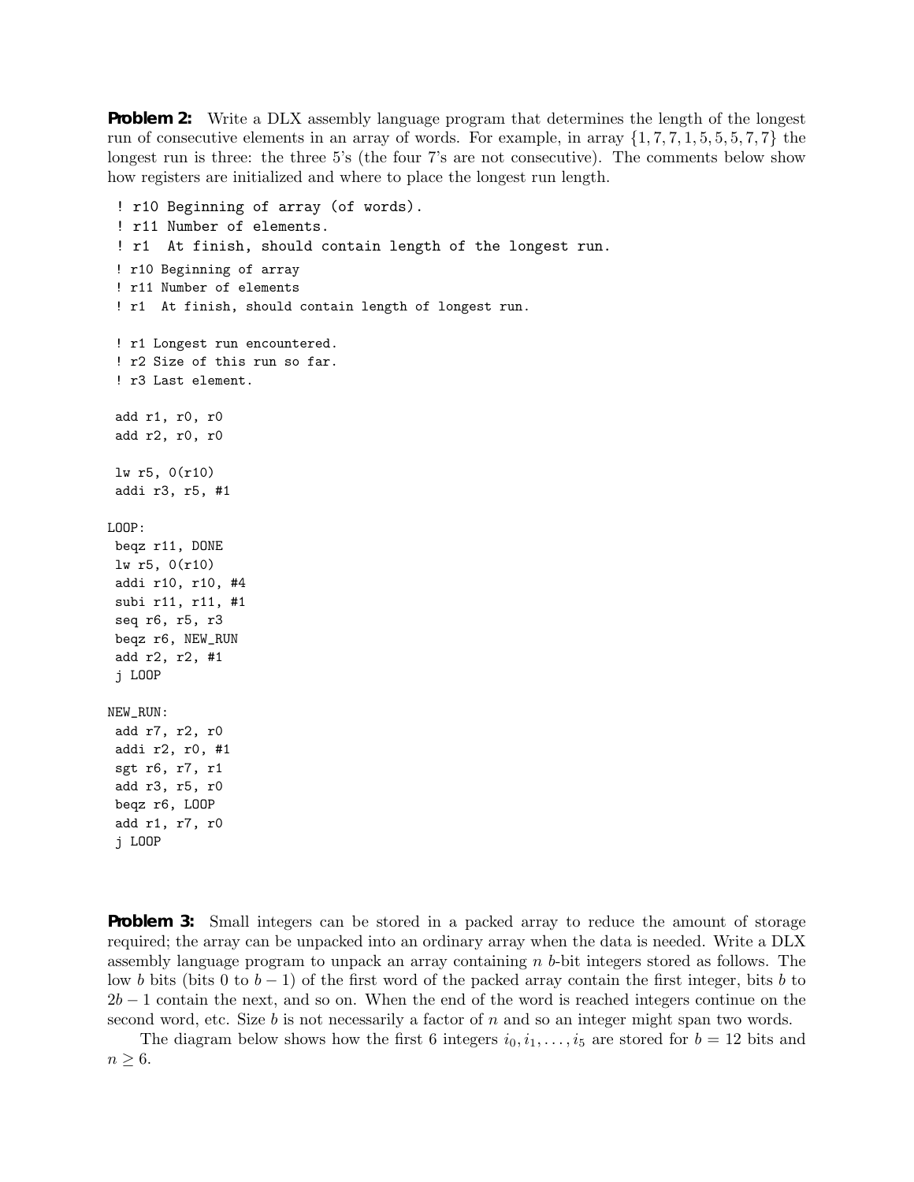**Problem 2:** Write a DLX assembly language program that determines the length of the longest run of consecutive elements in an array of words. For example, in array $\{1, 7, 7, 1, 5, 5, 5, 7, 7\}$ the longest run is three: the three 5's (the four 7's are not consecutive). The comments below show how registers are initialized and where to place the longest run length.

```
! r10 Beginning of array (of words).
! r11 Number of elements.
! r1  At finish, should contain length of the longest run.
```

```
! r10 Beginning of array
! r11 Number of elements
! r1  At finish, should contain length of longest run.

! r1 Longest run encountered.
! r2 Size of this run so far.
! r3 Last element.

 add r1, r0, r0
 add r2, r0, r0

 lw r5, 0(r10)
 addi r3, r5, #1

LOOP:
 beqz r11, DONE
 lw r5, 0(r10)
 addi r10, r10, #4
 subi r11, r11, #1
 seq r6, r5, r3
 beqz r6, NEW_RUN
 add r2, r2, #1
 j LOOP

NEW_RUN:
 add r7, r2, r0
 addi r2, r0, #1
 sgt r6, r7, r1
 add r3, r5, r0
 beqz r6, LOOP
 add r1, r7, r0
 j LOOP
```

**Problem 3:** Small integers can be stored in a packed array to reduce the amount of storage required; the array can be unpacked into an ordinary array when the data is needed. Write a DLX assembly language program to unpack an array containing $n$ $b$-bit integers stored as follows. The low $b$ bits (bits 0 to $b-1$) of the first word of the packed array contain the first integer, bits $b$ to $2b-1$ contain the next, and so on. When the end of the word is reached integers continue on the second word, etc. Size $b$ is not necessarily a factor of $n$ and so an integer might span two words.

The diagram below shows how the first 6 integers $i_0, i_1, \ldots, i_5$ are stored for $b = 12$ bits and $n \geq 6$.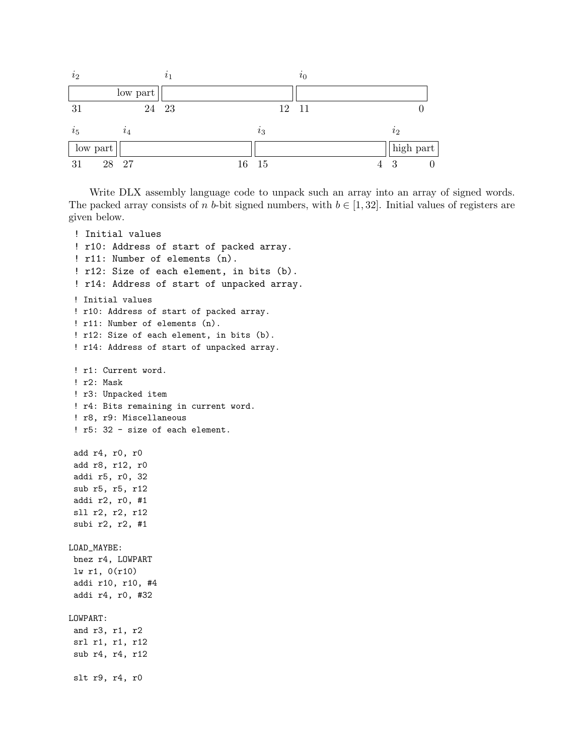| $i_2$ | | $i_1$ | | $i_0$ | |
|---|---|---|---|---|---|
| low part | | | | | |
| 31 | 24 | 23 | 12 | 11 | 0 |

| $i_5$ | | $i_4$ | | $i_3$ | | $i_2$ | |
|---|---|---|---|---|---|---|---|
| low part | | | | | | high part | |
| 31 | 28 | 27 | 16 | 15 | 4 | 3 | 0 |

Write DLX assembly language code to unpack such an array into an array of signed words. The packed array consists of $n$ $b$-bit signed numbers, with $b \in [1, 32]$. Initial values of registers are given below.

```
! Initial values
! r10: Address of start of packed array.
! r11: Number of elements (n).
! r12: Size of each element, in bits (b).
! r14: Address of start of unpacked array.
```

```
! Initial values
! r10: Address of start of packed array.
! r11: Number of elements (n).
! r12: Size of each element, in bits (b).
! r14: Address of start of unpacked array.

! r1: Current word.
! r2: Mask
! r3: Unpacked item
! r4: Bits remaining in current word.
! r8, r9: Miscellaneous
! r5: 32 - size of each element.

 add r4, r0, r0
 add r8, r12, r0
 addi r5, r0, 32
 sub r5, r5, r12
 addi r2, r0, #1
 sll r2, r2, r12
 subi r2, r2, #1

LOAD_MAYBE:
 bnez r4, LOWPART
 lw r1, 0(r10)
 addi r10, r10, #4
 addi r4, r0, #32

LOWPART:
 and r3, r1, r2
 srl r1, r1, r12
 sub r4, r4, r12

 slt r9, r4, r0
```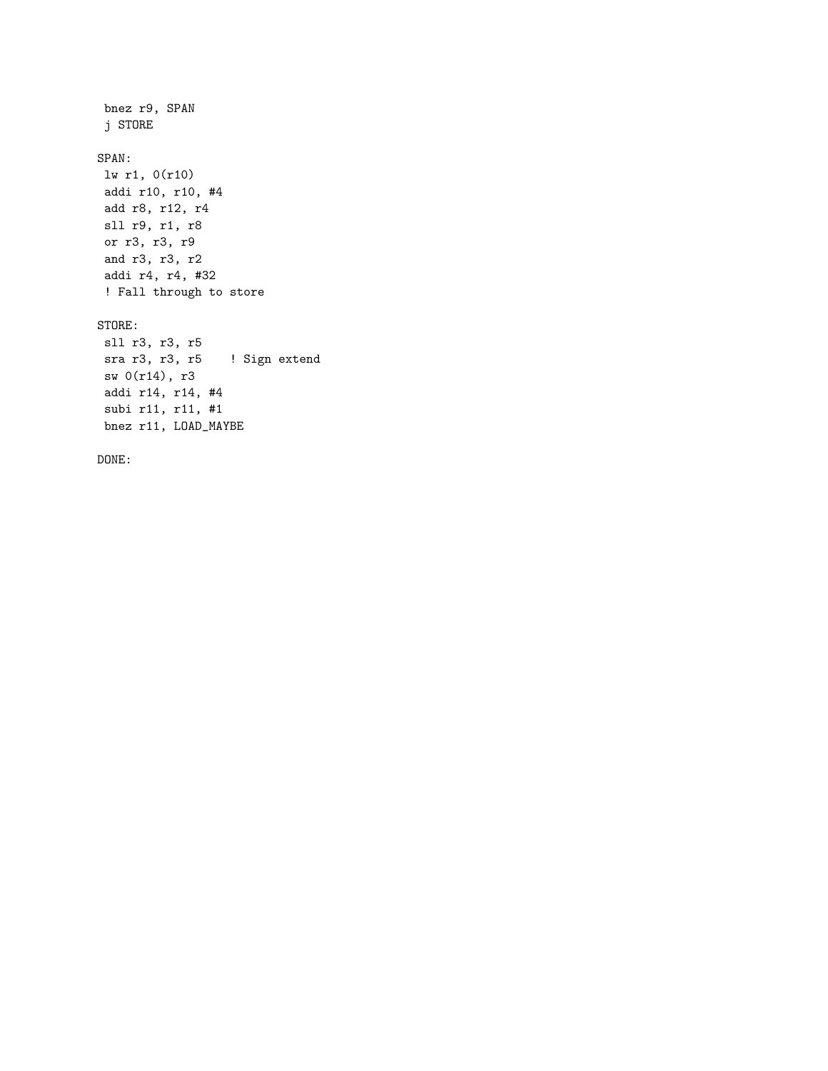```
 bnez r9, SPAN
 j STORE

SPAN:
 lw r1, 0(r10)
 addi r10, r10, #4
 add r8, r12, r4
 sll r9, r1, r8
 or r3, r3, r9
 and r3, r3, r2
 addi r4, r4, #32
 ! Fall through to store

STORE:
 sll r3, r3, r5
 sra r3, r3, r5    ! Sign extend
 sw 0(r14), r3
 addi r14, r14, #4
 subi r11, r11, #1
 bnez r11, LOAD_MAYBE

DONE:
```